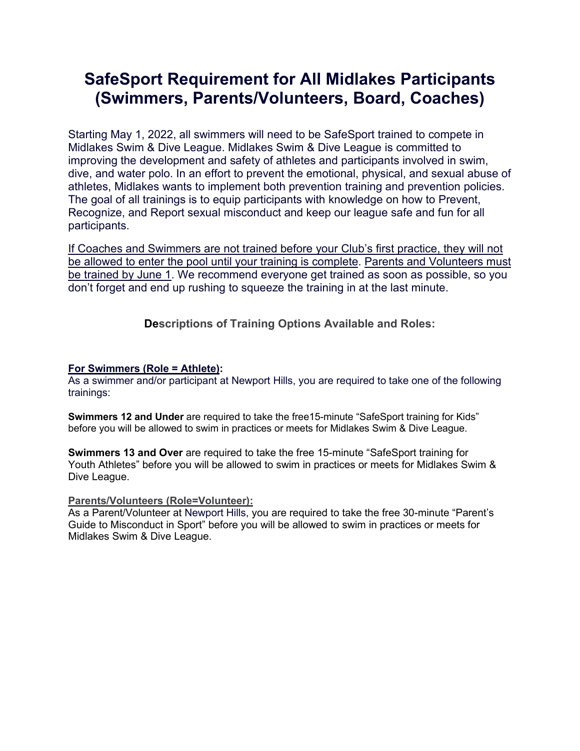# SafeSport Requirement for All Midlakes Participants (Swimmers, Parents/Volunteers, Board, Coaches)

Starting May 1, 2022, all swimmers will need to be SafeSport trained to compete in Midlakes Swim & Dive League. Midlakes Swim & Dive League is committed to improving the development and safety of athletes and participants involved in swim, dive, and water polo. In an effort to prevent the emotional, physical, and sexual abuse of athletes, Midlakes wants to implement both prevention training and prevention policies. The goal of all trainings is to equip participants with knowledge on how to Prevent, Recognize, and Report sexual misconduct and keep our league safe and fun for all participants.

<u>If Coaches and Swimmers are not trained before your Club's first practice, they will not be allowed to enter the pool until your training is complete</u>. <u>Parents and Volunteers must be trained by June 1</u>. We recommend everyone get trained as soon as possible, so you don't forget and end up rushing to squeeze the training in at the last minute.

### Descriptions of Training Options Available and Roles:

**<u>For Swimmers (Role = Athlete)</u>:**
As a swimmer and/or participant at Newport Hills, you are required to take one of the following trainings:

**Swimmers 12 and Under** are required to take the free15-minute "SafeSport training for Kids" before you will be allowed to swim in practices or meets for Midlakes Swim & Dive League.

**Swimmers 13 and Over** are required to take the free 15-minute "SafeSport training for Youth Athletes" before you will be allowed to swim in practices or meets for Midlakes Swim & Dive League.

**<u>Parents/Volunteers (Role=Volunteer):</u>**
As a Parent/Volunteer at Newport Hills, you are required to take the free 30-minute "Parent's Guide to Misconduct in Sport" before you will be allowed to swim in practices or meets for Midlakes Swim & Dive League.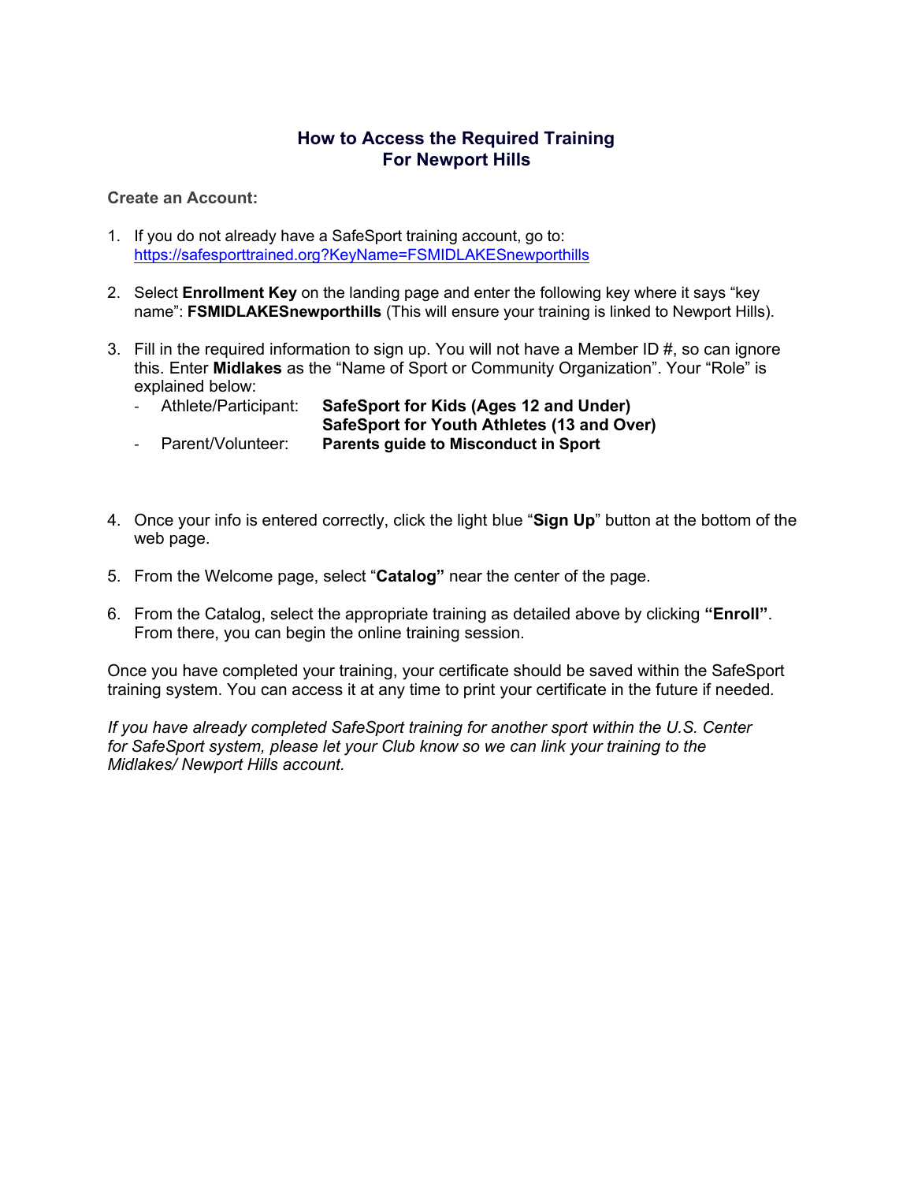## How to Access the Required Training
## For Newport Hills

**Create an Account:**

1. If you do not already have a SafeSport training account, go to: [https://safesporttrained.org?KeyName=FSMIDLAKESnewporthills](https://safesporttrained.org?KeyName=FSMIDLAKESnewporthills)

2. Select **Enrollment Key** on the landing page and enter the following key where it says "key name": **FSMIDLAKESnewporthills** (This will ensure your training is linked to Newport Hills).

3. Fill in the required information to sign up. You will not have a Member ID #, so can ignore this. Enter **Midlakes** as the "Name of Sport or Community Organization". Your "Role" is explained below:
   - Athlete/Participant: **SafeSport for Kids (Ages 12 and Under)**
     **SafeSport for Youth Athletes (13 and Over)**
   - Parent/Volunteer: **Parents guide to Misconduct in Sport**

4. Once your info is entered correctly, click the light blue "**Sign Up**" button at the bottom of the web page.

5. From the Welcome page, select "**Catalog"** near the center of the page.

6. From the Catalog, select the appropriate training as detailed above by clicking **"Enroll"**. From there, you can begin the online training session.

Once you have completed your training, your certificate should be saved within the SafeSport training system. You can access it at any time to print your certificate in the future if needed.

*If you have already completed SafeSport training for another sport within the U.S. Center for SafeSport system, please let your Club know so we can link your training to the Midlakes/ Newport Hills account.*